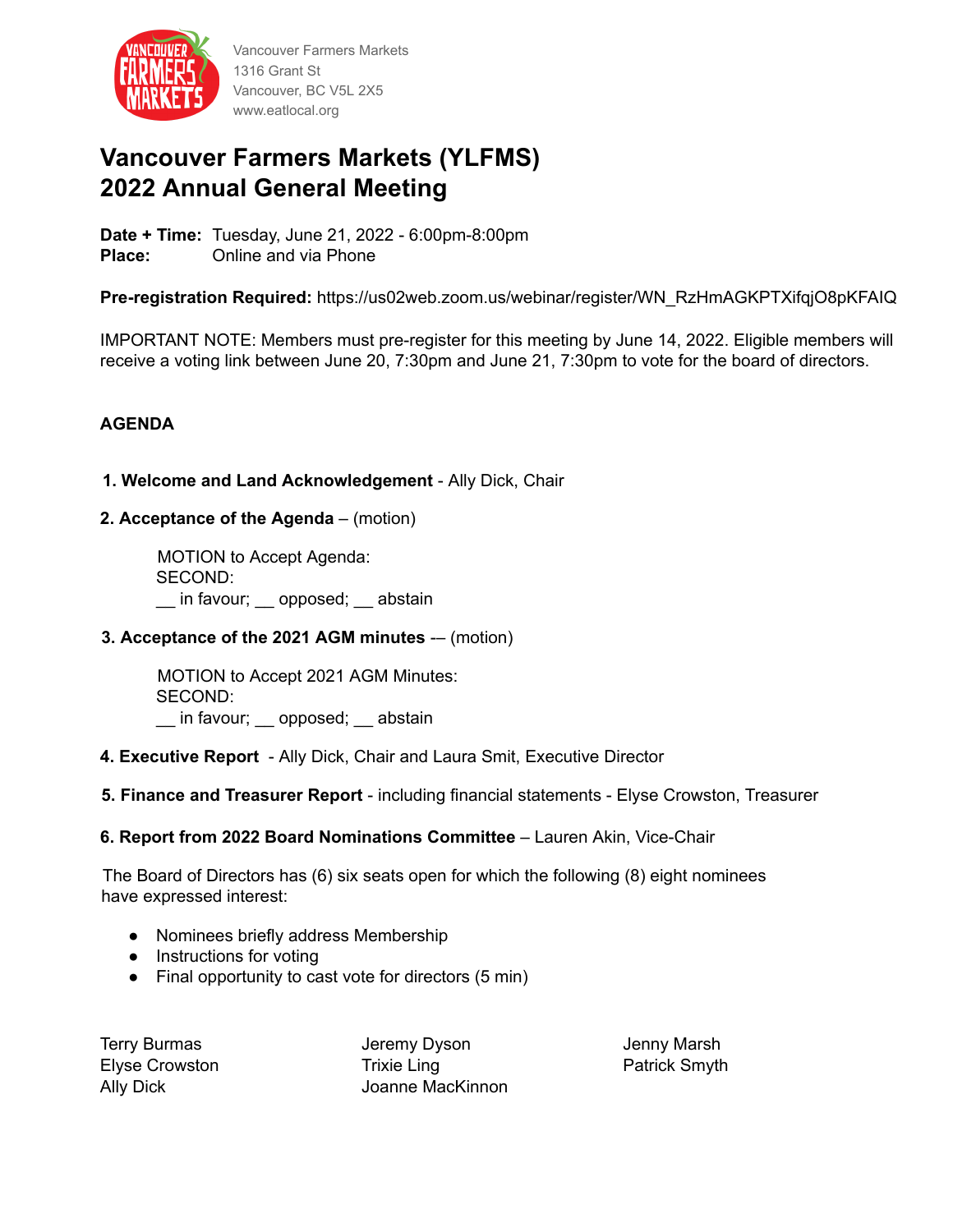Vancouver Farmers Markets
1316 Grant St
Vancouver, BC V5L 2X5
www.eatlocal.org

# Vancouver Farmers Markets (YLFMS)
# 2022 Annual General Meeting

**Date + Time:** Tuesday, June 21, 2022 - 6:00pm-8:00pm
**Place:** Online and via Phone

**Pre-registration Required:** https://us02web.zoom.us/webinar/register/WN_RzHmAGKPTXifqjO8pKFAIQ

IMPORTANT NOTE: Members must pre-register for this meeting by June 14, 2022. Eligible members will receive a voting link between June 20, 7:30pm and June 21, 7:30pm to vote for the board of directors.

**AGENDA**

1. **Welcome and Land Acknowledgement** - Ally Dick, Chair

2. **Acceptance of the Agenda** – (motion)

   MOTION to Accept Agenda:
   SECOND:
   __ in favour; __ opposed; __ abstain

3. **Acceptance of the 2021 AGM minutes** -– (motion)

   MOTION to Accept 2021 AGM Minutes:
   SECOND:
   __ in favour; __ opposed; __ abstain

4. **Executive Report** - Ally Dick, Chair and Laura Smit, Executive Director

5. **Finance and Treasurer Report** - including financial statements - Elyse Crowston, Treasurer

6. **Report from 2022 Board Nominations Committee** – Lauren Akin, Vice-Chair

The Board of Directors has (6) six seats open for which the following (8) eight nominees have expressed interest:

- Nominees briefly address Membership
- Instructions for voting
- Final opportunity to cast vote for directors (5 min)

Terry Burmas
Elyse Crowston
Ally Dick
Jeremy Dyson
Trixie Ling
Joanne MacKinnon
Jenny Marsh
Patrick Smyth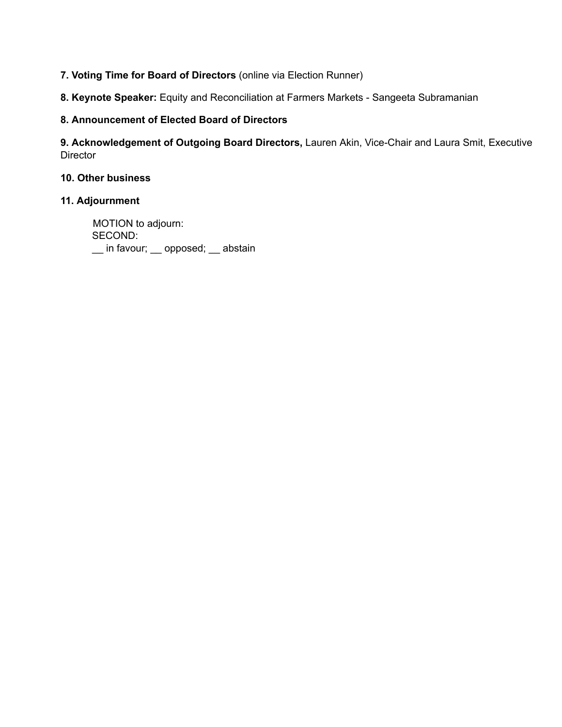**7. Voting Time for Board of Directors** (online via Election Runner)

**8. Keynote Speaker:** Equity and Reconciliation at Farmers Markets - Sangeeta Subramanian

**8. Announcement of Elected Board of Directors**

**9. Acknowledgement of Outgoing Board Directors,** Lauren Akin, Vice-Chair and Laura Smit, Executive Director

**10. Other business**

**11. Adjournment**

MOTION to adjourn:
SECOND:
__ in favour; __ opposed; __ abstain